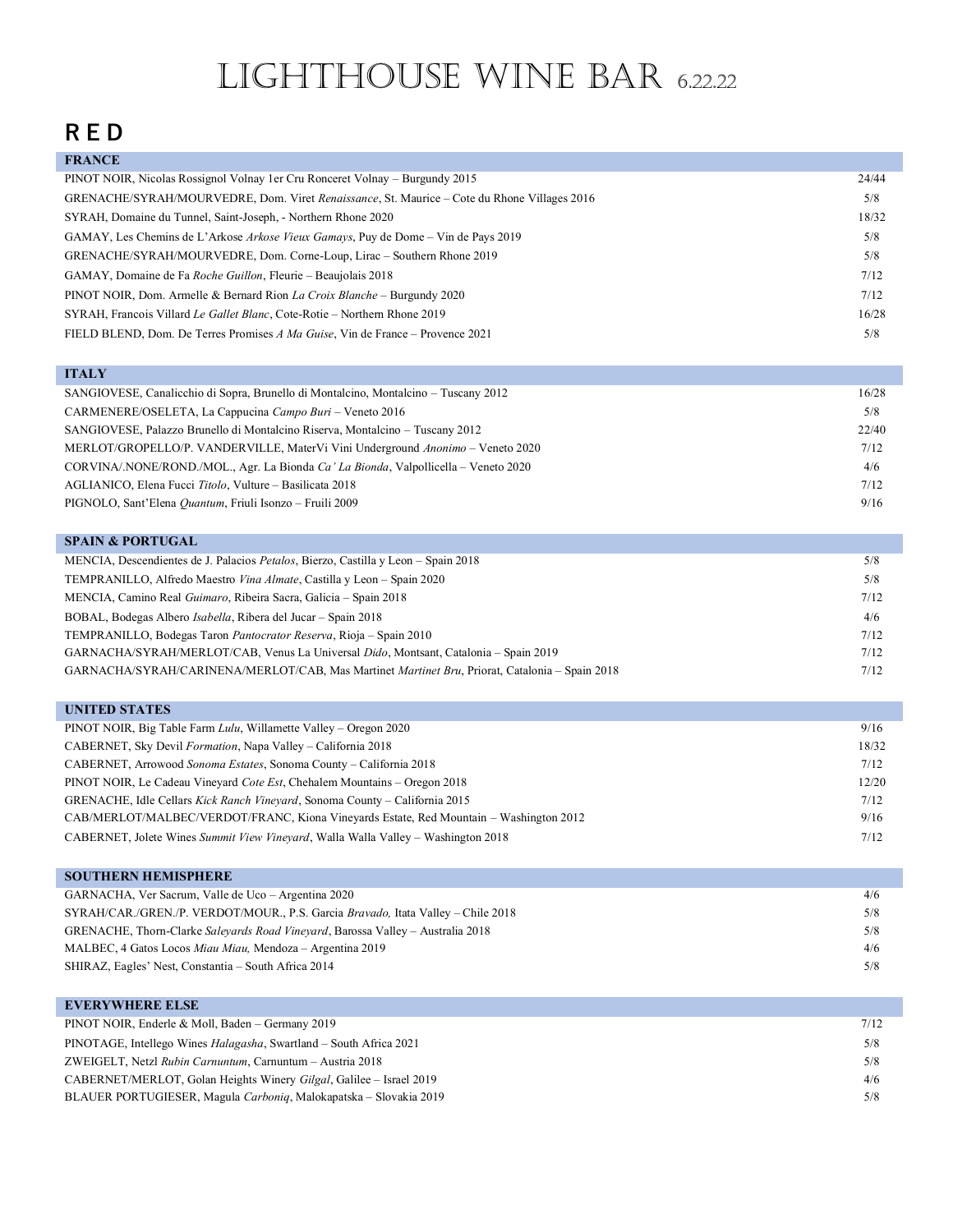# LIGHTHOUSE WINE BAR 6.22.22

## RED

| FRANCE | |
|---|---|
| PINOT NOIR, Nicolas Rossignol Volnay 1er Cru Ronceret Volnay – Burgundy 2015 | 24/44 |
| GRENACHE/SYRAH/MOURVEDRE, Dom. Viret *Renaissance*, St. Maurice – Cote du Rhone Villages 2016 | 5/8 |
| SYRAH, Domaine du Tunnel, Saint-Joseph, - Northern Rhone 2020 | 18/32 |
| GAMAY, Les Chemins de L'Arkose *Arkose Vieux Gamays*, Puy de Dome – Vin de Pays 2019 | 5/8 |
| GRENACHE/SYRAH/MOURVEDRE, Dom. Corne-Loup, Lirac – Southern Rhone 2019 | 5/8 |
| GAMAY, Domaine de Fa *Roche Guillon*, Fleurie – Beaujolais 2018 | 7/12 |
| PINOT NOIR, Dom. Armelle & Bernard Rion *La Croix Blanche* – Burgundy 2020 | 7/12 |
| SYRAH, Francois Villard *Le Gallet Blanc*, Cote-Rotie – Northern Rhone 2019 | 16/28 |
| FIELD BLEND, Dom. De Terres Promises *A Ma Guise*, Vin de France – Provence 2021 | 5/8 |

| ITALY | |
|---|---|
| SANGIOVESE, Canalicchio di Sopra, Brunello di Montalcino, Montalcino – Tuscany 2012 | 16/28 |
| CARMENERE/OSELETA, La Cappucina *Campo Buri* – Veneto 2016 | 5/8 |
| SANGIOVESE, Palazzo Brunello di Montalcino Riserva, Montalcino – Tuscany 2012 | 22/40 |
| MERLOT/GROPELLO/P. VANDERVILLE, MaterVi Vini Underground *Anonimo* – Veneto 2020 | 7/12 |
| CORVINA/.NONE/ROND./MOL., Agr. La Bionda *Ca' La Bionda*, Valpollicella – Veneto 2020 | 4/6 |
| AGLIANICO, Elena Fucci *Titolo*, Vulture – Basilicata 2018 | 7/12 |
| PIGNOLO, Sant'Elena *Quantum*, Friuli Isonzo – Fruili 2009 | 9/16 |

| SPAIN & PORTUGAL | |
|---|---|
| MENCIA, Descendientes de J. Palacios *Petalos*, Bierzo, Castilla y Leon – Spain 2018 | 5/8 |
| TEMPRANILLO, Alfredo Maestro *Vina Almate*, Castilla y Leon – Spain 2020 | 5/8 |
| MENCIA, Camino Real *Guimaro*, Ribeira Sacra, Galicia – Spain 2018 | 7/12 |
| BOBAL, Bodegas Albero *Isabella*, Ribera del Jucar – Spain 2018 | 4/6 |
| TEMPRANILLO, Bodegas Taron *Pantocrator Reserva*, Rioja – Spain 2010 | 7/12 |
| GARNACHA/SYRAH/MERLOT/CAB, Venus La Universal *Dido*, Montsant, Catalonia – Spain 2019 | 7/12 |
| GARNACHA/SYRAH/CARINENA/MERLOT/CAB, Mas Martinet *Martinet Bru*, Priorat, Catalonia – Spain 2018 | 7/12 |

| UNITED STATES | |
|---|---|
| PINOT NOIR, Big Table Farm *Lulu*, Willamette Valley – Oregon 2020 | 9/16 |
| CABERNET, Sky Devil *Formation*, Napa Valley – California 2018 | 18/32 |
| CABERNET, Arrowood *Sonoma Estates*, Sonoma County – California 2018 | 7/12 |
| PINOT NOIR, Le Cadeau Vineyard *Cote Est*, Chehalem Mountains – Oregon 2018 | 12/20 |
| GRENACHE, Idle Cellars *Kick Ranch Vineyard*, Sonoma County – California 2015 | 7/12 |
| CAB/MERLOT/MALBEC/VERDOT/FRANC, Kiona Vineyards Estate, Red Mountain – Washington 2012 | 9/16 |
| CABERNET, Jolete Wines *Summit View Vineyard*, Walla Walla Valley – Washington 2018 | 7/12 |

| SOUTHERN HEMISPHERE | |
|---|---|
| GARNACHA, Ver Sacrum, Valle de Uco – Argentina 2020 | 4/6 |
| SYRAH/CAR./GREN./P. VERDOT/MOUR., P.S. Garcia *Bravado,* Itata Valley – Chile 2018 | 5/8 |
| GRENACHE, Thorn-Clarke *Saleyards Road Vineyard*, Barossa Valley – Australia 2018 | 5/8 |
| MALBEC, 4 Gatos Locos *Miau Miau,* Mendoza – Argentina 2019 | 4/6 |
| SHIRAZ, Eagles' Nest, Constantia – South Africa 2014 | 5/8 |

| EVERYWHERE ELSE | |
|---|---|
| PINOT NOIR, Enderle & Moll, Baden – Germany 2019 | 7/12 |
| PINOTAGE, Intellego Wines *Halagasha*, Swartland – South Africa 2021 | 5/8 |
| ZWEIGELT, Netzl *Rubin Carnuntum*, Carnuntum – Austria 2018 | 5/8 |
| CABERNET/MERLOT, Golan Heights Winery *Gilgal*, Galilee – Israel 2019 | 4/6 |
| BLAUER PORTUGIESER, Magula *Carboniq*, Malokapatska – Slovakia 2019 | 5/8 |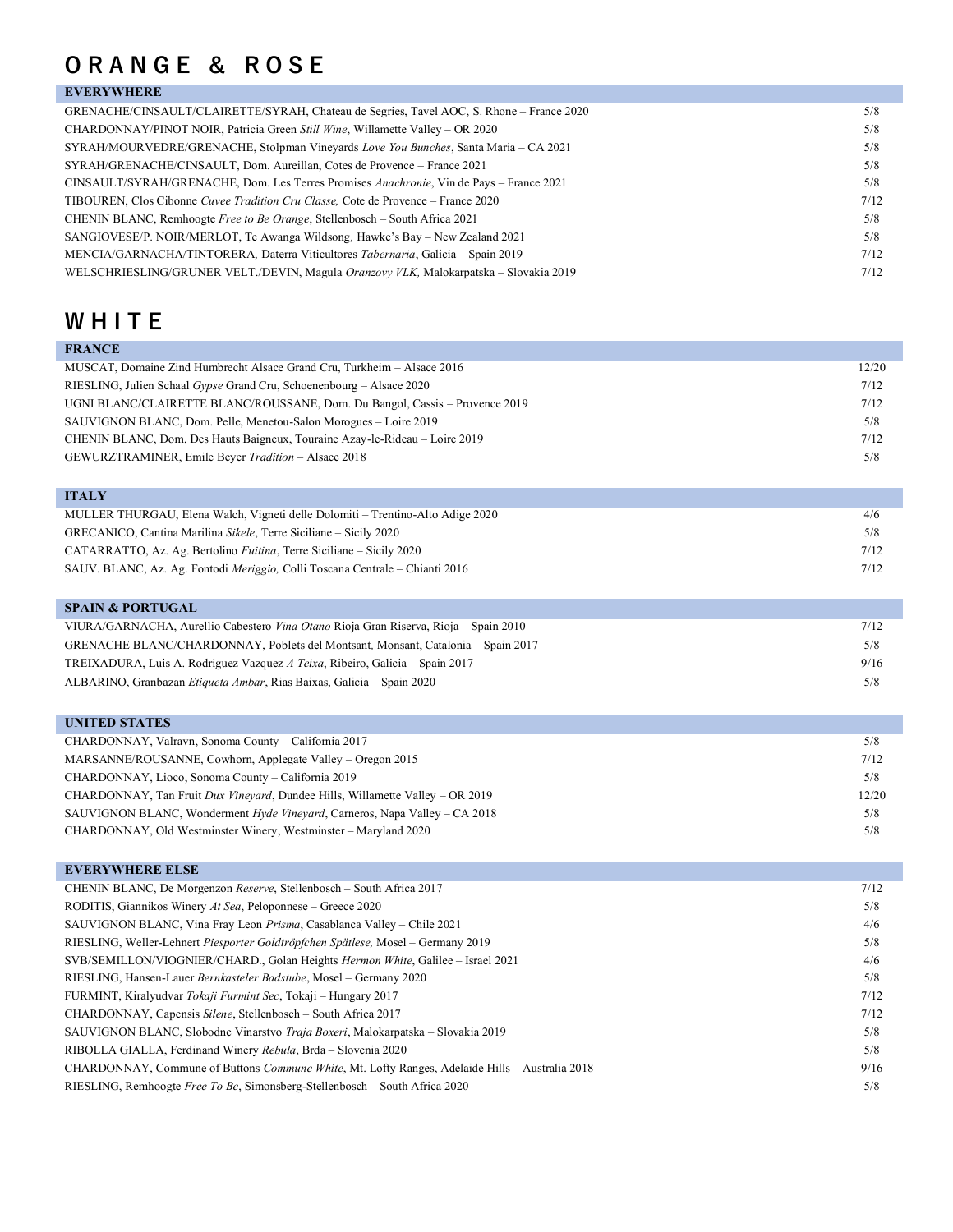# ORANGE & ROSE

| EVERYWHERE | |
|---|---|
| GRENACHE/CINSAULT/CLAIRETTE/SYRAH, Chateau de Segries, Tavel AOC, S. Rhone – France 2020 | 5/8 |
| CHARDONNAY/PINOT NOIR, Patricia Green *Still Wine*, Willamette Valley – OR 2020 | 5/8 |
| SYRAH/MOURVEDRE/GRENACHE, Stolpman Vineyards *Love You Bunches*, Santa Maria – CA 2021 | 5/8 |
| SYRAH/GRENACHE/CINSAULT, Dom. Aureillan, Cotes de Provence – France 2021 | 5/8 |
| CINSAULT/SYRAH/GRENACHE, Dom. Les Terres Promises *Anachronie*, Vin de Pays – France 2021 | 5/8 |
| TIBOUREN, Clos Cibonne *Cuvee Tradition Cru Classe,* Cote de Provence – France 2020 | 7/12 |
| CHENIN BLANC, Remhoogte *Free to Be Orange*, Stellenbosch – South Africa 2021 | 5/8 |
| SANGIOVESE/P. NOIR/MERLOT, Te Awanga Wildsong, Hawke's Bay – New Zealand 2021 | 5/8 |
| MENCIA/GARNACHA/TINTORERA, Daterra Viticultores *Tabernaria*, Galicia – Spain 2019 | 7/12 |
| WELSCHRIESLING/GRUNER VELT./DEVIN, Magula *Oranzovy VLK,* Malokarpatska – Slovakia 2019 | 7/12 |

# WHITE

| FRANCE | |
|---|---|
| MUSCAT, Domaine Zind Humbrecht Alsace Grand Cru, Turkheim – Alsace 2016 | 12/20 |
| RIESLING, Julien Schaal *Gypse* Grand Cru, Schoenenbourg – Alsace 2020 | 7/12 |
| UGNI BLANC/CLAIRETTE BLANC/ROUSSANE, Dom. Du Bangol, Cassis – Provence 2019 | 7/12 |
| SAUVIGNON BLANC, Dom. Pelle, Menetou-Salon Morogues – Loire 2019 | 5/8 |
| CHENIN BLANC, Dom. Des Hauts Baigneux, Touraine Azay-le-Rideau – Loire 2019 | 7/12 |
| GEWURZTRAMINER, Emile Beyer *Tradition* – Alsace 2018 | 5/8 |

| ITALY | |
|---|---|
| MULLER THURGAU, Elena Walch, Vigneti delle Dolomiti – Trentino-Alto Adige 2020 | 4/6 |
| GRECANICO, Cantina Marilina *Sikele*, Terre Siciliane – Sicily 2020 | 5/8 |
| CATARRATTO, Az. Ag. Bertolino *Fuitina*, Terre Siciliane – Sicily 2020 | 7/12 |
| SAUV. BLANC, Az. Ag. Fontodi *Meriggio,* Colli Toscana Centrale – Chianti 2016 | 7/12 |

| SPAIN & PORTUGAL | |
|---|---|
| VIURA/GARNACHA, Aurellio Cabestero *Vina Otano* Rioja Gran Riserva, Rioja – Spain 2010 | 7/12 |
| GRENACHE BLANC/CHARDONNAY, Poblets del Montsant, Monsant, Catalonia – Spain 2017 | 5/8 |
| TREIXADURA, Luis A. Rodriguez Vazquez *A Teixa*, Ribeiro, Galicia – Spain 2017 | 9/16 |
| ALBARINO, Granbazan *Etiqueta Ambar*, Rias Baixas, Galicia – Spain 2020 | 5/8 |

| UNITED STATES | |
|---|---|
| CHARDONNAY, Valravn, Sonoma County – California 2017 | 5/8 |
| MARSANNE/ROUSANNE, Cowhorn, Applegate Valley – Oregon 2015 | 7/12 |
| CHARDONNAY, Lioco, Sonoma County – California 2019 | 5/8 |
| CHARDONNAY, Tan Fruit *Dux Vineyard*, Dundee Hills, Willamette Valley – OR 2019 | 12/20 |
| SAUVIGNON BLANC, Wonderment *Hyde Vineyard*, Carneros, Napa Valley – CA 2018 | 5/8 |
| CHARDONNAY, Old Westminster Winery, Westminster – Maryland 2020 | 5/8 |

| EVERYWHERE ELSE | |
|---|---|
| CHENIN BLANC, De Morgenzon *Reserve*, Stellenbosch – South Africa 2017 | 7/12 |
| RODITIS, Giannikos Winery *At Sea*, Peloponnese – Greece 2020 | 5/8 |
| SAUVIGNON BLANC, Vina Fray Leon *Prisma*, Casablanca Valley – Chile 2021 | 4/6 |
| RIESLING, Weller-Lehnert *Piesporter Goldtröpfchen Spätlese,* Mosel – Germany 2019 | 5/8 |
| SVB/SEMILLON/VIOGNIER/CHARD., Golan Heights *Hermon White*, Galilee – Israel 2021 | 4/6 |
| RIESLING, Hansen-Lauer *Bernkasteler Badstube*, Mosel – Germany 2020 | 5/8 |
| FURMINT, Kiralyudvar *Tokaji Furmint Sec*, Tokaji – Hungary 2017 | 7/12 |
| CHARDONNAY, Capensis *Silene*, Stellenbosch – South Africa 2017 | 7/12 |
| SAUVIGNON BLANC, Slobodne Vinarstvo *Traja Boxeri*, Malokarpatska – Slovakia 2019 | 5/8 |
| RIBOLLA GIALLA, Ferdinand Winery *Rebula*, Brda – Slovenia 2020 | 5/8 |
| CHARDONNAY, Commune of Buttons *Commune White*, Mt. Lofty Ranges, Adelaide Hills – Australia 2018 | 9/16 |
| RIESLING, Remhoogte *Free To Be*, Simonsberg-Stellenbosch – South Africa 2020 | 5/8 |